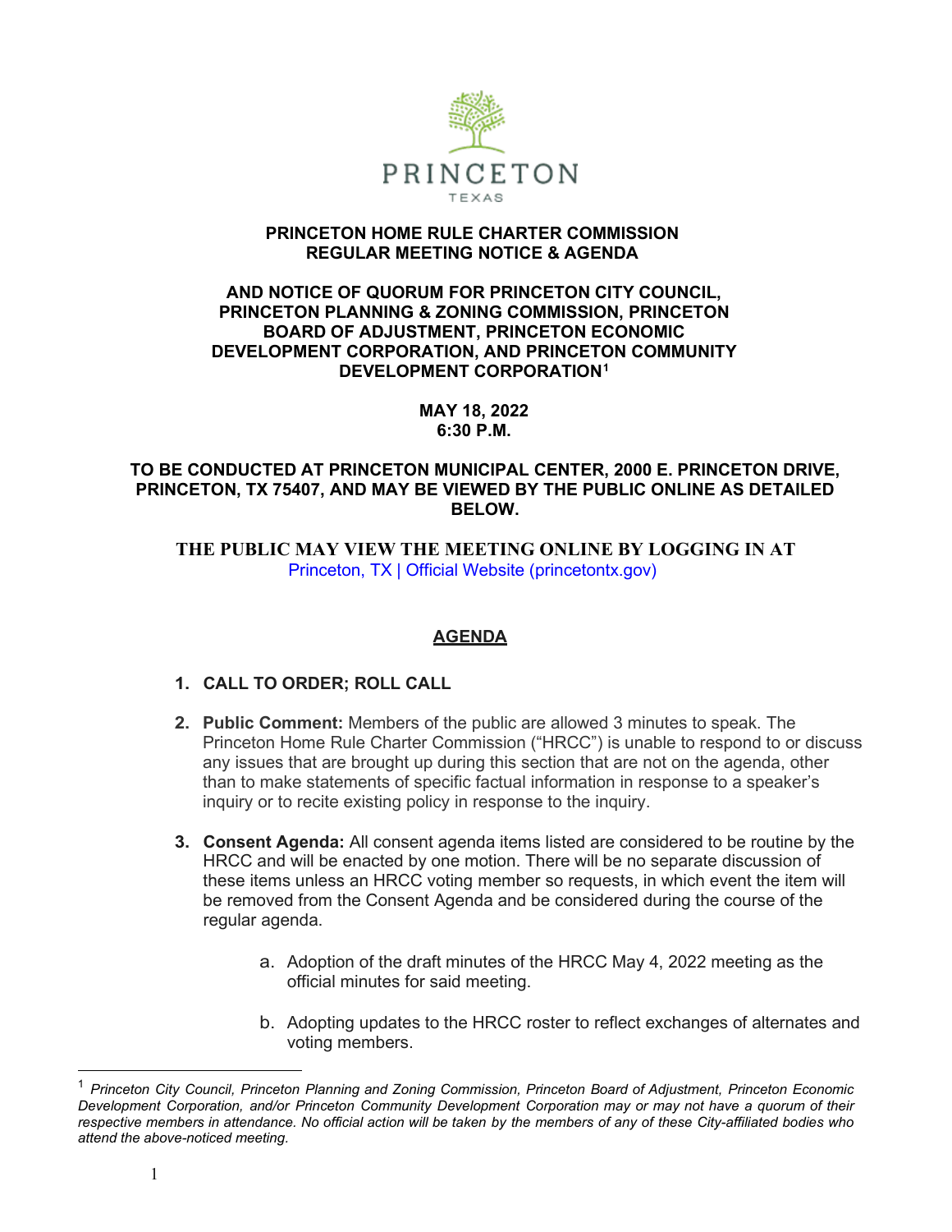PRINCETON

TEXAS

**PRINCETON HOME RULE CHARTER COMMISSION**
**REGULAR MEETING NOTICE & AGENDA**

**AND NOTICE OF QUORUM FOR PRINCETON CITY COUNCIL, PRINCETON PLANNING & ZONING COMMISSION, PRINCETON BOARD OF ADJUSTMENT, PRINCETON ECONOMIC DEVELOPMENT CORPORATION, AND PRINCETON COMMUNITY DEVELOPMENT CORPORATION[1]**

**MAY 18, 2022**
**6:30 P.M.**

**TO BE CONDUCTED AT PRINCETON MUNICIPAL CENTER, 2000 E. PRINCETON DRIVE, PRINCETON, TX 75407, AND MAY BE VIEWED BY THE PUBLIC ONLINE AS DETAILED BELOW.**

**THE PUBLIC MAY VIEW THE MEETING ONLINE BY LOGGING IN AT**
Princeton, TX | Official Website (princetontx.gov)

## AGENDA

1. **CALL TO ORDER; ROLL CALL**

2. **Public Comment:** Members of the public are allowed 3 minutes to speak. The Princeton Home Rule Charter Commission ("HRCC") is unable to respond to or discuss any issues that are brought up during this section that are not on the agenda, other than to make statements of specific factual information in response to a speaker's inquiry or to recite existing policy in response to the inquiry.

3. **Consent Agenda:** All consent agenda items listed are considered to be routine by the HRCC and will be enacted by one motion. There will be no separate discussion of these items unless an HRCC voting member so requests, in which event the item will be removed from the Consent Agenda and be considered during the course of the regular agenda.

    a. Adoption of the draft minutes of the HRCC May 4, 2022 meeting as the official minutes for said meeting.

    b. Adopting updates to the HRCC roster to reflect exchanges of alternates and voting members.

---

[1] *Princeton City Council, Princeton Planning and Zoning Commission, Princeton Board of Adjustment, Princeton Economic Development Corporation, and/or Princeton Community Development Corporation may or may not have a quorum of their respective members in attendance. No official action will be taken by the members of any of these City-affiliated bodies who attend the above-noticed meeting.*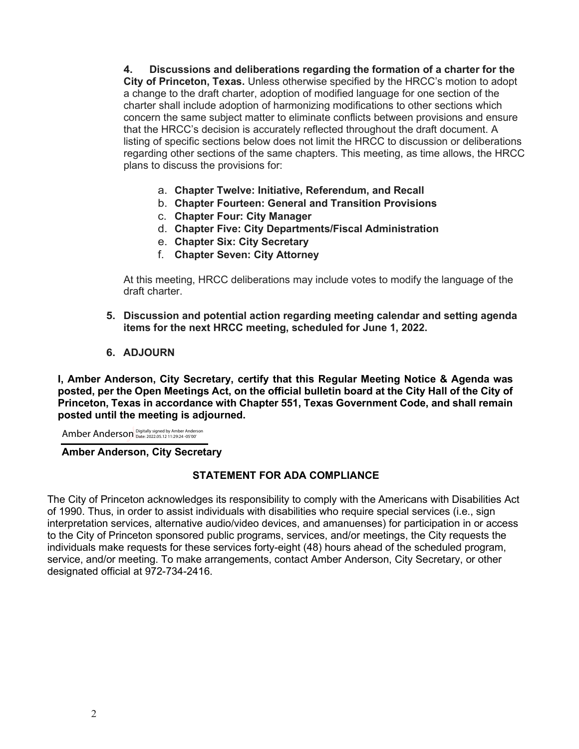**4. Discussions and deliberations regarding the formation of a charter for the City of Princeton, Texas.** Unless otherwise specified by the HRCC's motion to adopt a change to the draft charter, adoption of modified language for one section of the charter shall include adoption of harmonizing modifications to other sections which concern the same subject matter to eliminate conflicts between provisions and ensure that the HRCC's decision is accurately reflected throughout the draft document. A listing of specific sections below does not limit the HRCC to discussion or deliberations regarding other sections of the same chapters. This meeting, as time allows, the HRCC plans to discuss the provisions for:

a. **Chapter Twelve: Initiative, Referendum, and Recall**
b. **Chapter Fourteen: General and Transition Provisions**
c. **Chapter Four: City Manager**
d. **Chapter Five: City Departments/Fiscal Administration**
e. **Chapter Six: City Secretary**
f. **Chapter Seven: City Attorney**

At this meeting, HRCC deliberations may include votes to modify the language of the draft charter.

**5. Discussion and potential action regarding meeting calendar and setting agenda items for the next HRCC meeting, scheduled for June 1, 2022.**

**6. ADJOURN**

**I, Amber Anderson, City Secretary, certify that this Regular Meeting Notice & Agenda was posted, per the Open Meetings Act, on the official bulletin board at the City Hall of the City of Princeton, Texas in accordance with Chapter 551, Texas Government Code, and shall remain posted until the meeting is adjourned.**

Amber Anderson Digitally signed by Amber Anderson Date: 2022.05.12 11:29:24 -05'00'

**Amber Anderson, City Secretary**

**STATEMENT FOR ADA COMPLIANCE**

The City of Princeton acknowledges its responsibility to comply with the Americans with Disabilities Act of 1990. Thus, in order to assist individuals with disabilities who require special services (i.e., sign interpretation services, alternative audio/video devices, and amanuenses) for participation in or access to the City of Princeton sponsored public programs, services, and/or meetings, the City requests the individuals make requests for these services forty-eight (48) hours ahead of the scheduled program, service, and/or meeting. To make arrangements, contact Amber Anderson, City Secretary, or other designated official at 972-734-2416.